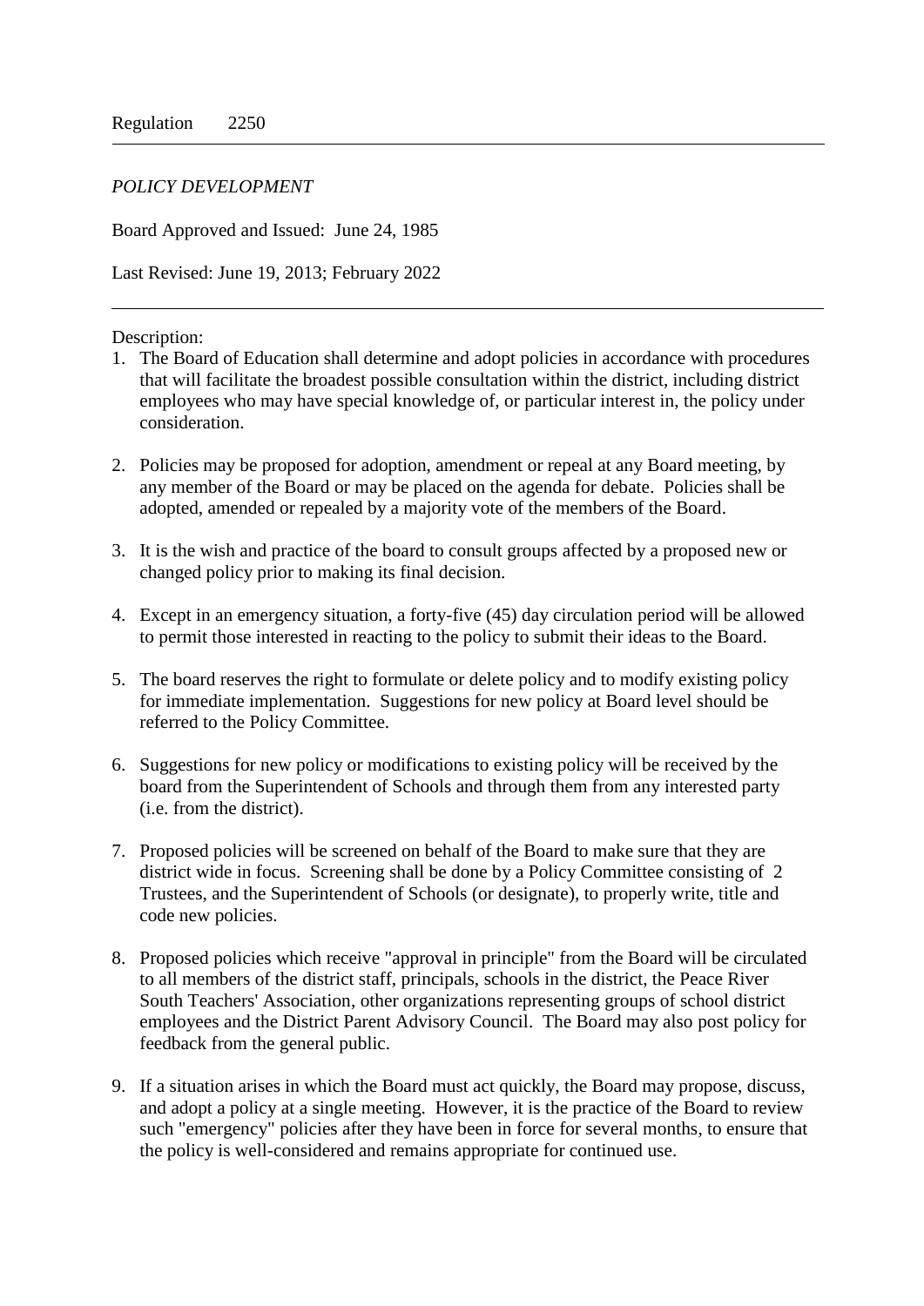Regulation 2250

---

*POLICY DEVELOPMENT*

Board Approved and Issued: June 24, 1985

Last Revised: June 19, 2013; February 2022

---

Description:

1. The Board of Education shall determine and adopt policies in accordance with procedures that will facilitate the broadest possible consultation within the district, including district employees who may have special knowledge of, or particular interest in, the policy under consideration.

2. Policies may be proposed for adoption, amendment or repeal at any Board meeting, by any member of the Board or may be placed on the agenda for debate. Policies shall be adopted, amended or repealed by a majority vote of the members of the Board.

3. It is the wish and practice of the board to consult groups affected by a proposed new or changed policy prior to making its final decision.

4. Except in an emergency situation, a forty-five (45) day circulation period will be allowed to permit those interested in reacting to the policy to submit their ideas to the Board.

5. The board reserves the right to formulate or delete policy and to modify existing policy for immediate implementation. Suggestions for new policy at Board level should be referred to the Policy Committee.

6. Suggestions for new policy or modifications to existing policy will be received by the board from the Superintendent of Schools and through them from any interested party (i.e. from the district).

7. Proposed policies will be screened on behalf of the Board to make sure that they are district wide in focus. Screening shall be done by a Policy Committee consisting of 2 Trustees, and the Superintendent of Schools (or designate), to properly write, title and code new policies.

8. Proposed policies which receive "approval in principle" from the Board will be circulated to all members of the district staff, principals, schools in the district, the Peace River South Teachers' Association, other organizations representing groups of school district employees and the District Parent Advisory Council. The Board may also post policy for feedback from the general public.

9. If a situation arises in which the Board must act quickly, the Board may propose, discuss, and adopt a policy at a single meeting. However, it is the practice of the Board to review such "emergency" policies after they have been in force for several months, to ensure that the policy is well-considered and remains appropriate for continued use.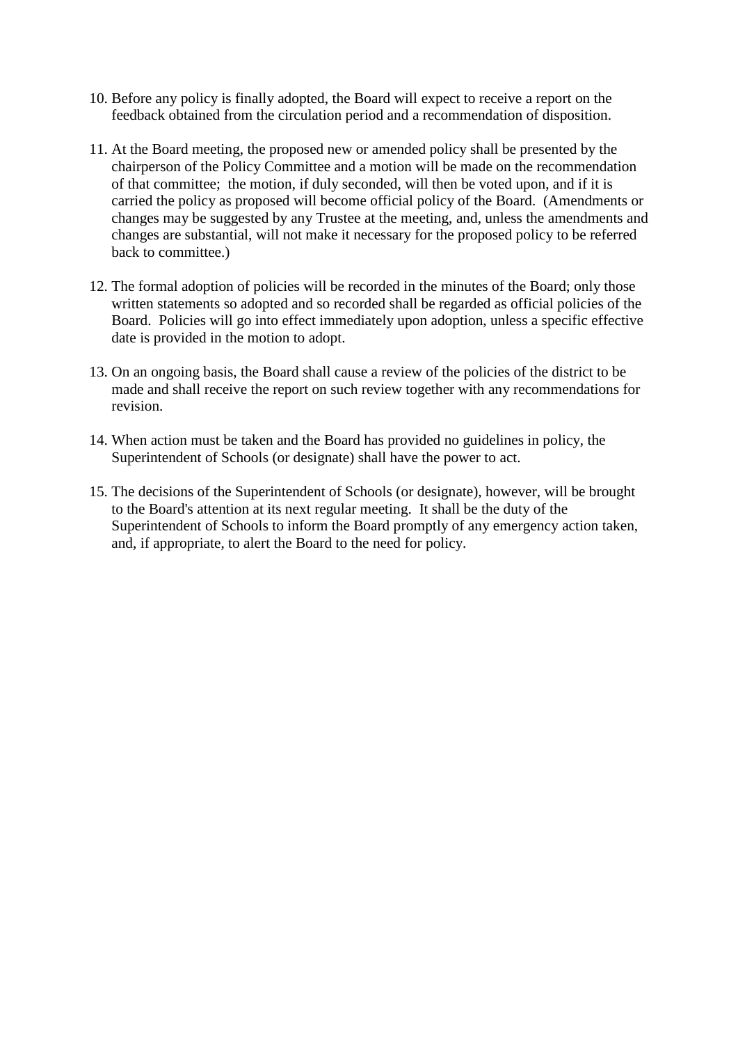10. Before any policy is finally adopted, the Board will expect to receive a report on the feedback obtained from the circulation period and a recommendation of disposition.

11. At the Board meeting, the proposed new or amended policy shall be presented by the chairperson of the Policy Committee and a motion will be made on the recommendation of that committee; the motion, if duly seconded, will then be voted upon, and if it is carried the policy as proposed will become official policy of the Board. (Amendments or changes may be suggested by any Trustee at the meeting, and, unless the amendments and changes are substantial, will not make it necessary for the proposed policy to be referred back to committee.)

12. The formal adoption of policies will be recorded in the minutes of the Board; only those written statements so adopted and so recorded shall be regarded as official policies of the Board. Policies will go into effect immediately upon adoption, unless a specific effective date is provided in the motion to adopt.

13. On an ongoing basis, the Board shall cause a review of the policies of the district to be made and shall receive the report on such review together with any recommendations for revision.

14. When action must be taken and the Board has provided no guidelines in policy, the Superintendent of Schools (or designate) shall have the power to act.

15. The decisions of the Superintendent of Schools (or designate), however, will be brought to the Board's attention at its next regular meeting. It shall be the duty of the Superintendent of Schools to inform the Board promptly of any emergency action taken, and, if appropriate, to alert the Board to the need for policy.